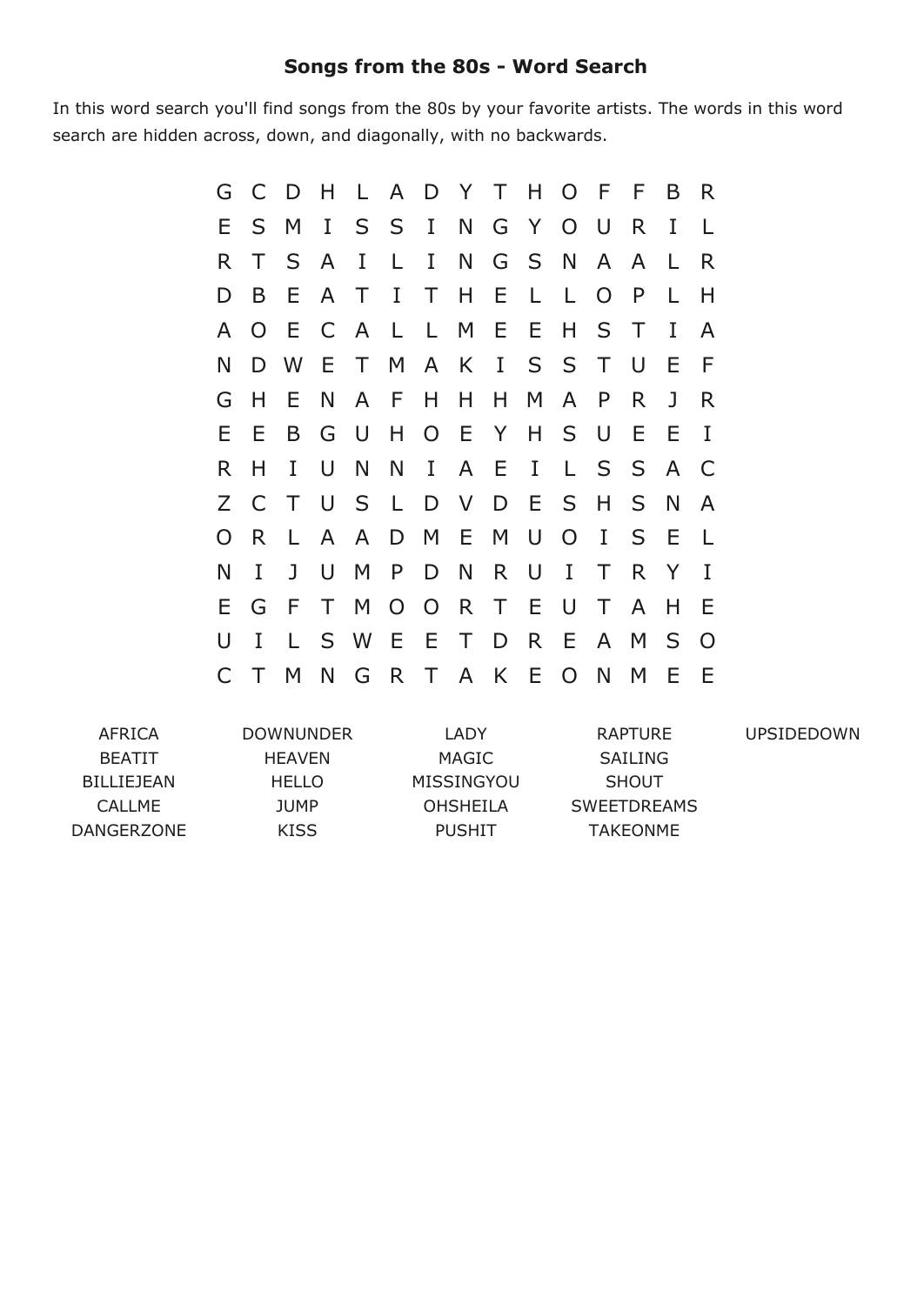# Songs from the 80s - Word Search

In this word search you'll find songs from the 80s by your favorite artists. The words in this word search are hidden across, down, and diagonally, with no backwards.

```
G C D H L A D Y T H O F F B R
E S M I S S I N G Y O U R I L
R T S A I L I N G S N A A L R
D B E A T I T H E L L O P L H
A O E C A L L M E E H S T I A
N D W E T M A K I S S T U E F
G H E N A F H H H M A P R J R
E E B G U H O E Y H S U E E I
R H I U N N I A E I L S S A C
Z C T U S L D V D E S H S N A
O R L A A D M E M U O I S E L
N I J U M P D N R U I T R Y I
E G F T M O O R T E U T A H E
U I L S W E E T D R E A M S O
C T M N G R T A K E O N M E E
```

| | | | | |
|---|---|---|---|---|
| AFRICA | DOWNUNDER | LADY | RAPTURE | UPSIDEDOWN |
| BEATIT | HEAVEN | MAGIC | SAILING | |
| BILLIEJEAN | HELLO | MISSINGYOU | SHOUT | |
| CALLME | JUMP | OHSHEILA | SWEETDREAMS | |
| DANGERZONE | KISS | PUSHIT | TAKEONME | |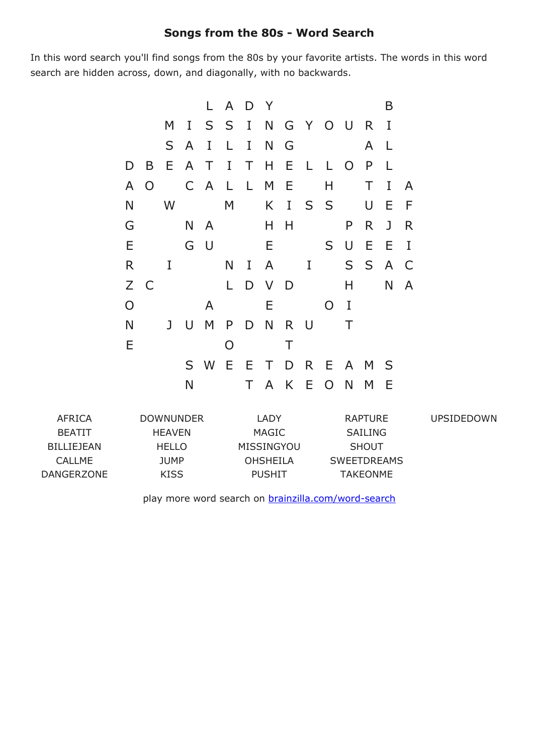## Songs from the 80s - Word Search

In this word search you'll find songs from the 80s by your favorite artists. The words in this word search are hidden across, down, and diagonally, with no backwards.

| | | | | | | | | | | | | | | |
|---|---|---|---|---|---|---|---|---|---|---|---|---|---|---|
| | | | | L | A | D | Y | | | | | | B | |
| | | M | I | S | S | I | N | G | Y | O | U | R | I | |
| | | S | A | I | L | I | N | G | | | | A | L | |
| D | B | E | A | T | I | T | H | E | L | L | O | P | L | |
| A | O | | C | A | L | L | M | E | | H | | T | I | A |
| N | | W | | | M | | K | I | S | S | | U | E | F |
| G | | | N | A | | | H | H | | | P | R | J | R |
| E | | | G | U | | | E | | | S | U | E | E | I |
| R | | I | | | N | I | A | | I | | S | S | A | C |
| Z | C | | | | L | D | V | D | | | H | | N | A |
| O | | | | A | | | E | | | O | I | | | |
| N | | J | U | M | P | D | N | R | U | | T | | | |
| E | | | | | O | | | T | | | | | | |
| | | | S | W | E | E | T | D | R | E | A | M | S | |
| | | | N | | | T | A | K | E | O | N | M | E | |

| | | | | |
|---|---|---|---|---|
| AFRICA | DOWNUNDER | LADY | RAPTURE | UPSIDEDOWN |
| BEATIT | HEAVEN | MAGIC | SAILING | |
| BILLIEJEAN | HELLO | MISSINGYOU | SHOUT | |
| CALLME | JUMP | OHSHEILA | SWEETDREAMS | |
| DANGERZONE | KISS | PUSHIT | TAKEONME | |

play more word search on [brainzilla.com/word-search](brainzilla.com/word-search)